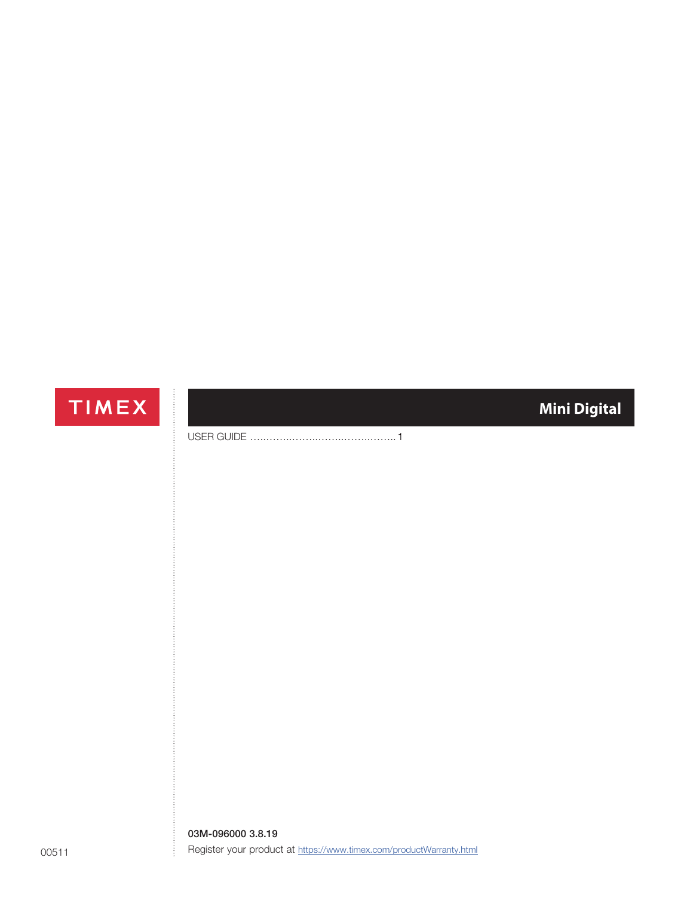TIMEX

# Mini Digital

USER GUIDE ……….……..……..……..………..……. 1

**03M-096000 3.8.19**

Register your product at https://www.timex.com/productWarranty.html

00511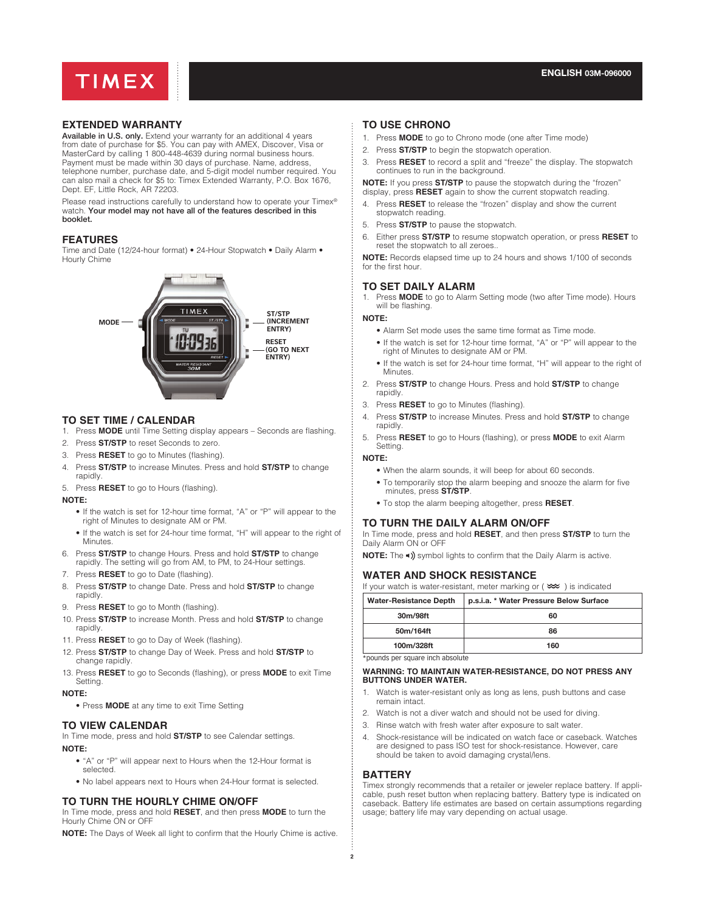TIMEX

ENGLISH 03M-096000

## EXTENDED WARRANTY

**Available in U.S. only.** Extend your warranty for an additional 4 years from date of purchase for $5. You can pay with AMEX, Discover, Visa or MasterCard by calling 1 800-448-4639 during normal business hours. Payment must be made within 30 days of purchase. Name, address, telephone number, purchase date, and 5-digit model number required. You can also mail a check for $5 to: Timex Extended Warranty, P.O. Box 1676, Dept. EF, Little Rock, AR 72203.

Please read instructions carefully to understand how to operate your Timex® watch. **Your model may not have all of the features described in this booklet.**

## FEATURES

Time and Date (12/24-hour format) • 24-Hour Stopwatch • Daily Alarm • Hourly Chime

MODE — ST/STP (INCREMENT ENTRY) — RESET (GO TO NEXT ENTRY)

## TO SET TIME / CALENDAR

1. Press **MODE** until Time Setting display appears – Seconds are flashing.
2. Press **ST/STP** to reset Seconds to zero.
3. Press **RESET** to go to Minutes (flashing).
4. Press **ST/STP** to increase Minutes. Press and hold **ST/STP** to change rapidly.
5. Press **RESET** to go to Hours (flashing).

**NOTE:**

- If the watch is set for 12-hour time format, "A" or "P" will appear to the right of Minutes to designate AM or PM.
- If the watch is set for 24-hour time format, "H" will appear to the right of Minutes.

6. Press **ST/STP** to change Hours. Press and hold **ST/STP** to change rapidly. The setting will go from AM, to PM, to 24-Hour settings.
7. Press **RESET** to go to Date (flashing).
8. Press **ST/STP** to change Date. Press and hold **ST/STP** to change rapidly.
9. Press **RESET** to go to Month (flashing).
10. Press **ST/STP** to increase Month. Press and hold **ST/STP** to change rapidly.
11. Press **RESET** to go to Day of Week (flashing).
12. Press **ST/STP** to change Day of Week. Press and hold **ST/STP** to change rapidly.
13. Press **RESET** to go to Seconds (flashing), or press **MODE** to exit Time Setting.

**NOTE:**

- Press **MODE** at any time to exit Time Setting

## TO VIEW CALENDAR

In Time mode, press and hold **ST/STP** to see Calendar settings.

**NOTE:**

- "A" or "P" will appear next to Hours when the 12-Hour format is selected.
- No label appears next to Hours when 24-Hour format is selected.

## TO TURN THE HOURLY CHIME ON/OFF

In Time mode, press and hold **RESET**, and then press **MODE** to turn the Hourly Chime ON or OFF

**NOTE:** The Days of Week all light to confirm that the Hourly Chime is active.

## TO USE CHRONO

1. Press **MODE** to go to Chrono mode (one after Time mode)
2. Press **ST/STP** to begin the stopwatch operation.
3. Press **RESET** to record a split and "freeze" the display. The stopwatch continues to run in the background.

**NOTE:** If you press **ST/STP** to pause the stopwatch during the "frozen" display, press **RESET** again to show the current stopwatch reading.

4. Press **RESET** to release the "frozen" display and show the current stopwatch reading.
5. Press **ST/STP** to pause the stopwatch.
6. Either press **ST/STP** to resume stopwatch operation, or press **RESET** to reset the stopwatch to all zeroes..

**NOTE:** Records elapsed time up to 24 hours and shows 1/100 of seconds for the first hour.

## TO SET DAILY ALARM

1. Press **MODE** to go to Alarm Setting mode (two after Time mode). Hours will be flashing.

**NOTE:**

- Alarm Set mode uses the same time format as Time mode.
- If the watch is set for 12-hour time format, "A" or "P" will appear to the right of Minutes to designate AM or PM.
- If the watch is set for 24-hour time format, "H" will appear to the right of Minutes.

2. Press **ST/STP** to change Hours. Press and hold **ST/STP** to change rapidly.
3. Press **RESET** to go to Minutes (flashing).
4. Press **ST/STP** to increase Minutes. Press and hold **ST/STP** to change rapidly.
5. Press **RESET** to go to Hours (flashing), or press **MODE** to exit Alarm Setting.

**NOTE:**

- When the alarm sounds, it will beep for about 60 seconds.
- To temporarily stop the alarm beeping and snooze the alarm for five minutes, press **ST/STP**.
- To stop the alarm beeping altogether, press **RESET**.

## TO TURN THE DAILY ALARM ON/OFF

In Time mode, press and hold **RESET**, and then press **ST/STP** to turn the Daily Alarm ON or OFF

**NOTE:** The 🔊 symbol lights to confirm that the Daily Alarm is active.

## WATER AND SHOCK RESISTANCE

If your watch is water-resistant, meter marking or ( ≋ ) is indicated

| Water-Resistance Depth | p.s.i.a. * Water Pressure Below Surface |
|---|---|
| 30m/98ft | 60 |
| 50m/164ft | 86 |
| 100m/328ft | 160 |

*pounds per square inch absolute

**WARNING: TO MAINTAIN WATER-RESISTANCE, DO NOT PRESS ANY BUTTONS UNDER WATER.**

1. Watch is water-resistant only as long as lens, push buttons and case remain intact.
2. Watch is not a diver watch and should not be used for diving.
3. Rinse watch with fresh water after exposure to salt water.
4. Shock-resistance will be indicated on watch face or caseback. Watches are designed to pass ISO test for shock-resistance. However, care should be taken to avoid damaging crystal/lens.

## BATTERY

Timex strongly recommends that a retailer or jeweler replace battery. If applicable, push reset button when replacing battery. Battery type is indicated on caseback. Battery life estimates are based on certain assumptions regarding usage; battery life may vary depending on actual usage.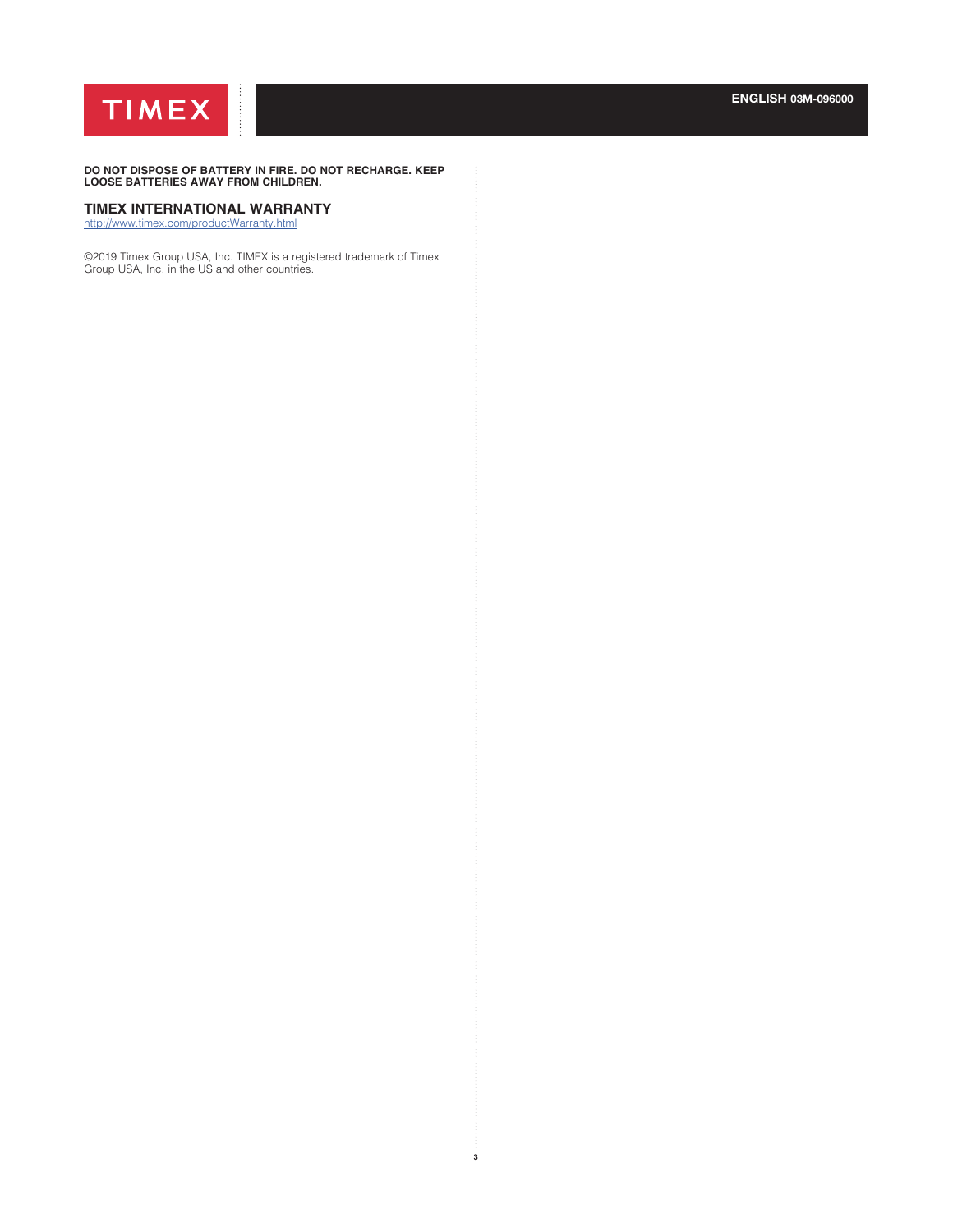**DO NOT DISPOSE OF BATTERY IN FIRE. DO NOT RECHARGE. KEEP LOOSE BATTERIES AWAY FROM CHILDREN.**

## TIMEX INTERNATIONAL WARRANTY

http://www.timex.com/productWarranty.html

©2019 Timex Group USA, Inc. TIMEX is a registered trademark of Timex Group USA, Inc. in the US and other countries.